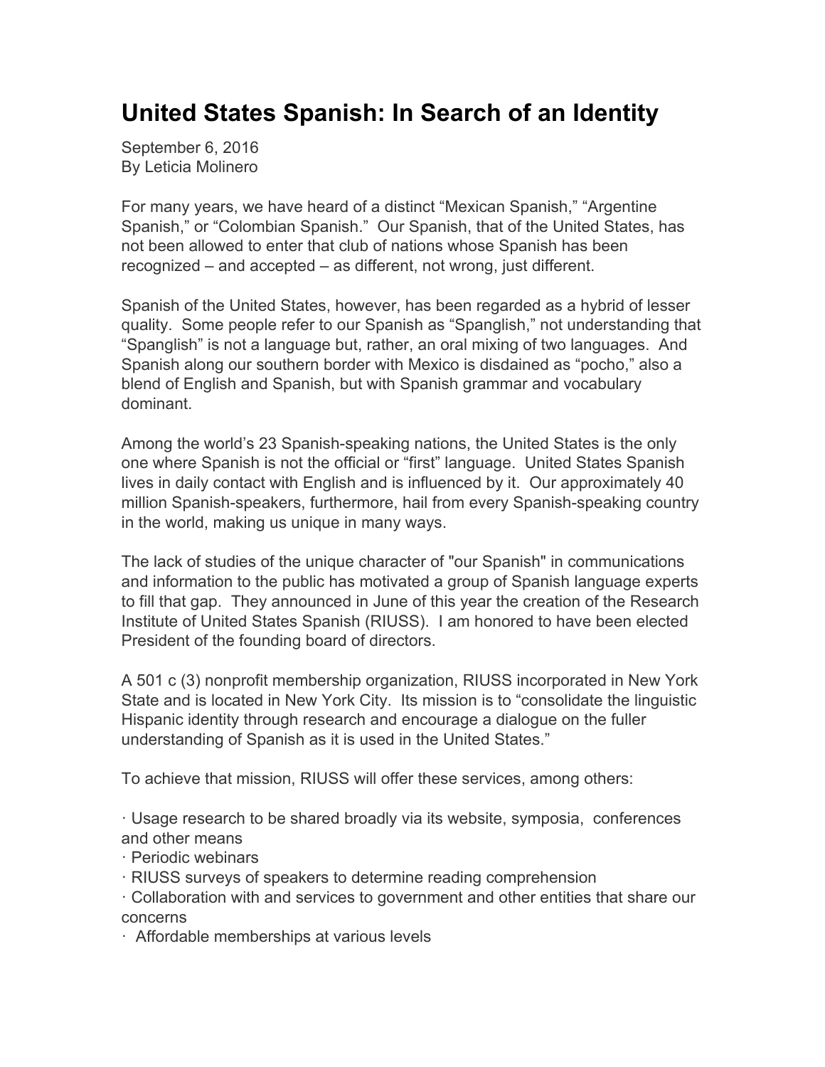# United States Spanish: In Search of an Identity

September 6, 2016
By Leticia Molinero

For many years, we have heard of a distinct "Mexican Spanish," "Argentine Spanish," or "Colombian Spanish." Our Spanish, that of the United States, has not been allowed to enter that club of nations whose Spanish has been recognized – and accepted – as different, not wrong, just different.

Spanish of the United States, however, has been regarded as a hybrid of lesser quality. Some people refer to our Spanish as "Spanglish," not understanding that "Spanglish" is not a language but, rather, an oral mixing of two languages. And Spanish along our southern border with Mexico is disdained as "pocho," also a blend of English and Spanish, but with Spanish grammar and vocabulary dominant.

Among the world's 23 Spanish-speaking nations, the United States is the only one where Spanish is not the official or "first" language. United States Spanish lives in daily contact with English and is influenced by it. Our approximately 40 million Spanish-speakers, furthermore, hail from every Spanish-speaking country in the world, making us unique in many ways.

The lack of studies of the unique character of "our Spanish" in communications and information to the public has motivated a group of Spanish language experts to fill that gap. They announced in June of this year the creation of the Research Institute of United States Spanish (RIUSS). I am honored to have been elected President of the founding board of directors.

A 501 c (3) nonprofit membership organization, RIUSS incorporated in New York State and is located in New York City. Its mission is to "consolidate the linguistic Hispanic identity through research and encourage a dialogue on the fuller understanding of Spanish as it is used in the United States."

To achieve that mission, RIUSS will offer these services, among others:

- Usage research to be shared broadly via its website, symposia, conferences and other means
- Periodic webinars
- RIUSS surveys of speakers to determine reading comprehension
- Collaboration with and services to government and other entities that share our concerns
- Affordable memberships at various levels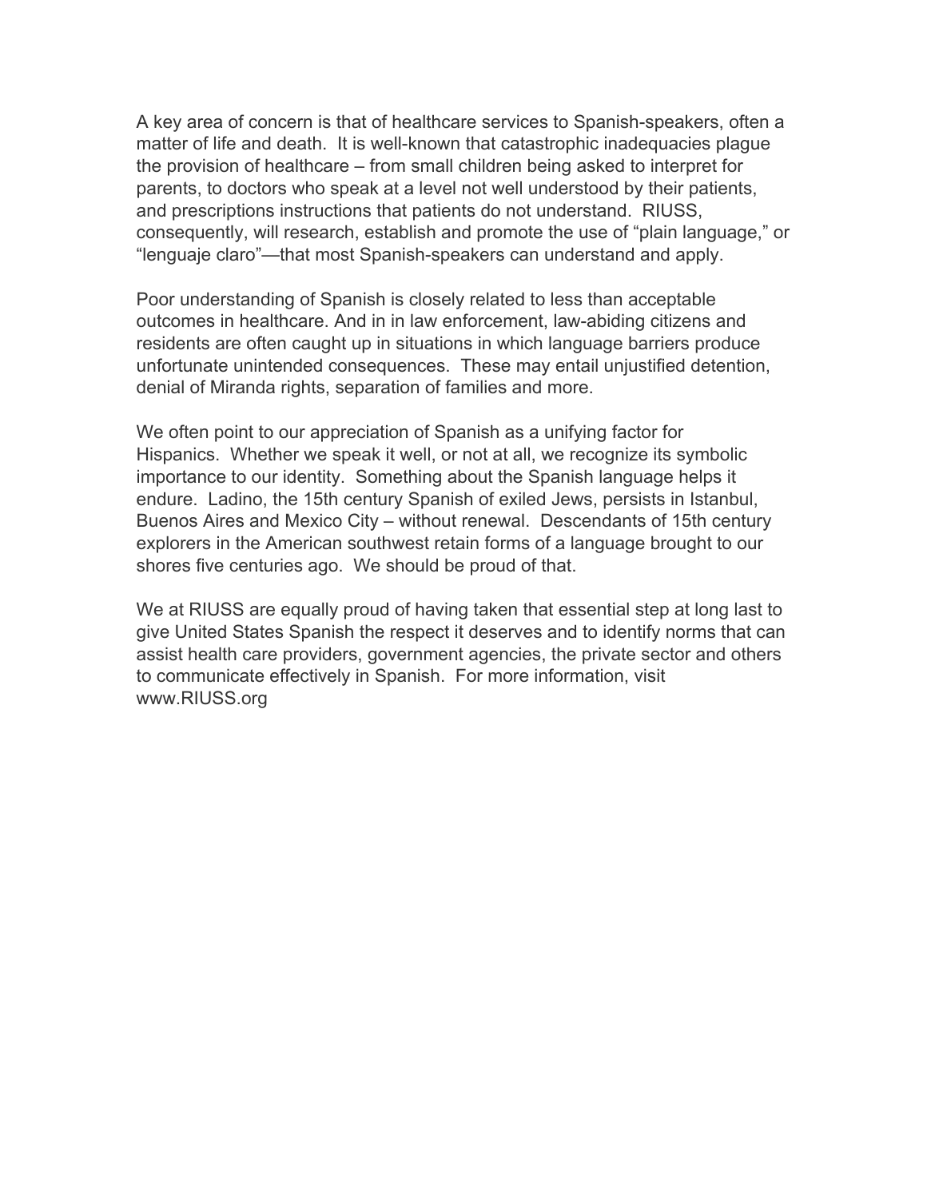A key area of concern is that of healthcare services to Spanish-speakers, often a matter of life and death. It is well-known that catastrophic inadequacies plague the provision of healthcare – from small children being asked to interpret for parents, to doctors who speak at a level not well understood by their patients, and prescriptions instructions that patients do not understand. RIUSS, consequently, will research, establish and promote the use of "plain language," or "lenguaje claro"—that most Spanish-speakers can understand and apply.

Poor understanding of Spanish is closely related to less than acceptable outcomes in healthcare. And in in law enforcement, law-abiding citizens and residents are often caught up in situations in which language barriers produce unfortunate unintended consequences. These may entail unjustified detention, denial of Miranda rights, separation of families and more.

We often point to our appreciation of Spanish as a unifying factor for Hispanics. Whether we speak it well, or not at all, we recognize its symbolic importance to our identity. Something about the Spanish language helps it endure. Ladino, the 15th century Spanish of exiled Jews, persists in Istanbul, Buenos Aires and Mexico City – without renewal. Descendants of 15th century explorers in the American southwest retain forms of a language brought to our shores five centuries ago. We should be proud of that.

We at RIUSS are equally proud of having taken that essential step at long last to give United States Spanish the respect it deserves and to identify norms that can assist health care providers, government agencies, the private sector and others to communicate effectively in Spanish. For more information, visit www.RIUSS.org